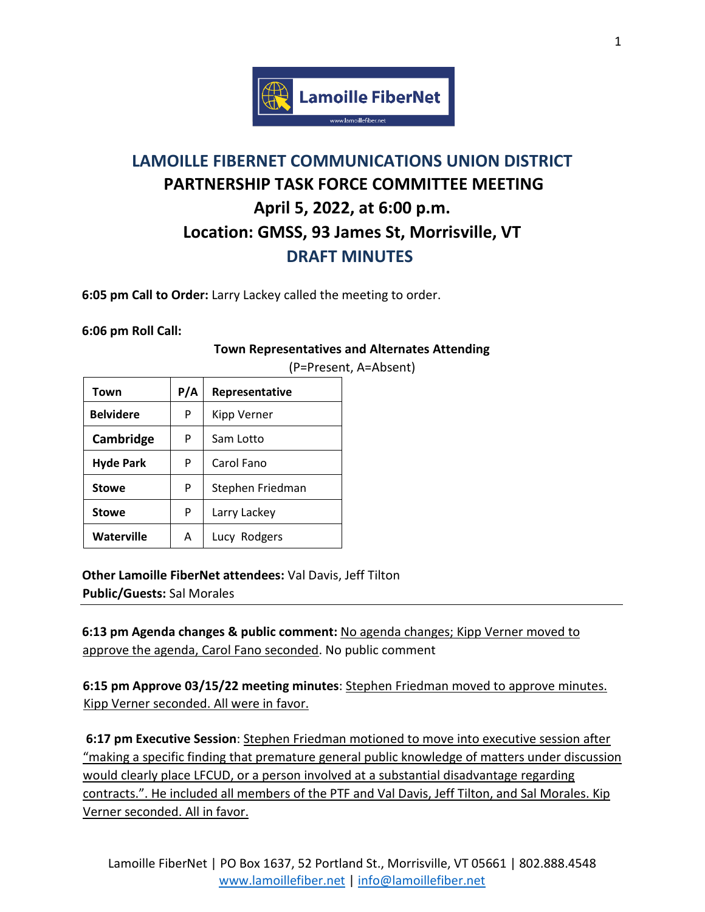# LAMOILLE FIBERNET COMMUNICATIONS UNION DISTRICT

## PARTNERSHIP TASK FORCE COMMITTEE MEETING

## April 5, 2022, at 6:00 p.m.

## Location: GMSS, 93 James St, Morrisville, VT

## DRAFT MINUTES

**6:05 pm Call to Order:** Larry Lackey called the meeting to order.

**6:06 pm Roll Call:**

**Town Representatives and Alternates Attending**

(P=Present, A=Absent)

| Town | P/A | Representative |
|---|---|---|
| **Belvidere** | P | Kipp Verner |
| **Cambridge** | P | Sam Lotto |
| **Hyde Park** | P | Carol Fano |
| **Stowe** | P | Stephen Friedman |
| **Stowe** | P | Larry Lackey |
| **Waterville** | A | Lucy Rodgers |

**Other Lamoille FiberNet attendees:** Val Davis, Jeff Tilton
**Public/Guests:** Sal Morales

---

**6:13 pm Agenda changes & public comment:** No agenda changes; Kipp Verner moved to approve the agenda, Carol Fano seconded. No public comment

**6:15 pm Approve 03/15/22 meeting minutes**: Stephen Friedman moved to approve minutes. Kipp Verner seconded. All were in favor.

**6:17 pm Executive Session**: Stephen Friedman motioned to move into executive session after "making a specific finding that premature general public knowledge of matters under discussion would clearly place LFCUD, or a person involved at a substantial disadvantage regarding contracts.". He included all members of the PTF and Val Davis, Jeff Tilton, and Sal Morales. Kip Verner seconded. All in favor.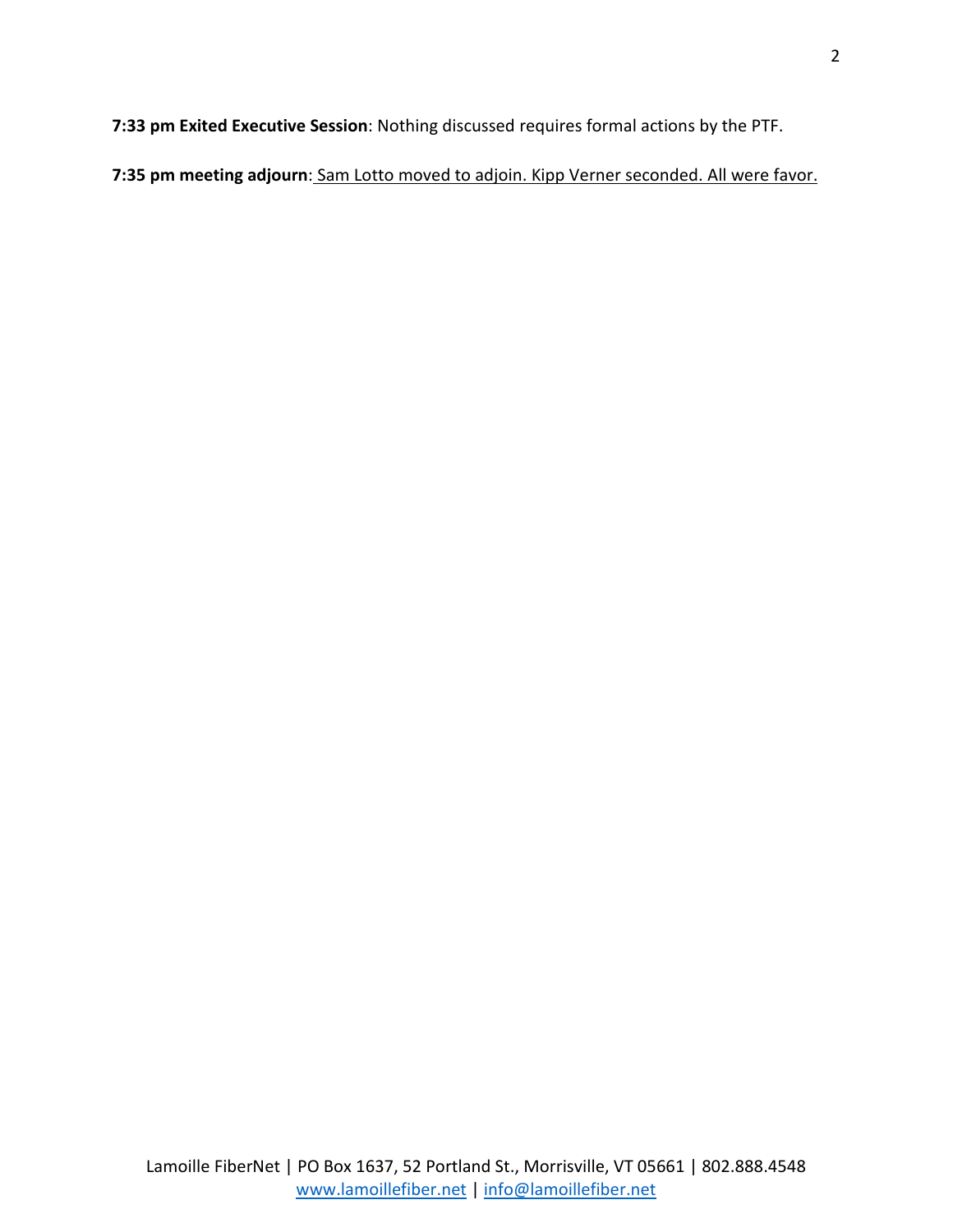**7:33 pm Exited Executive Session**: Nothing discussed requires formal actions by the PTF.

**7:35 pm meeting adjourn**: Sam Lotto moved to adjoin. Kipp Verner seconded. All were favor.